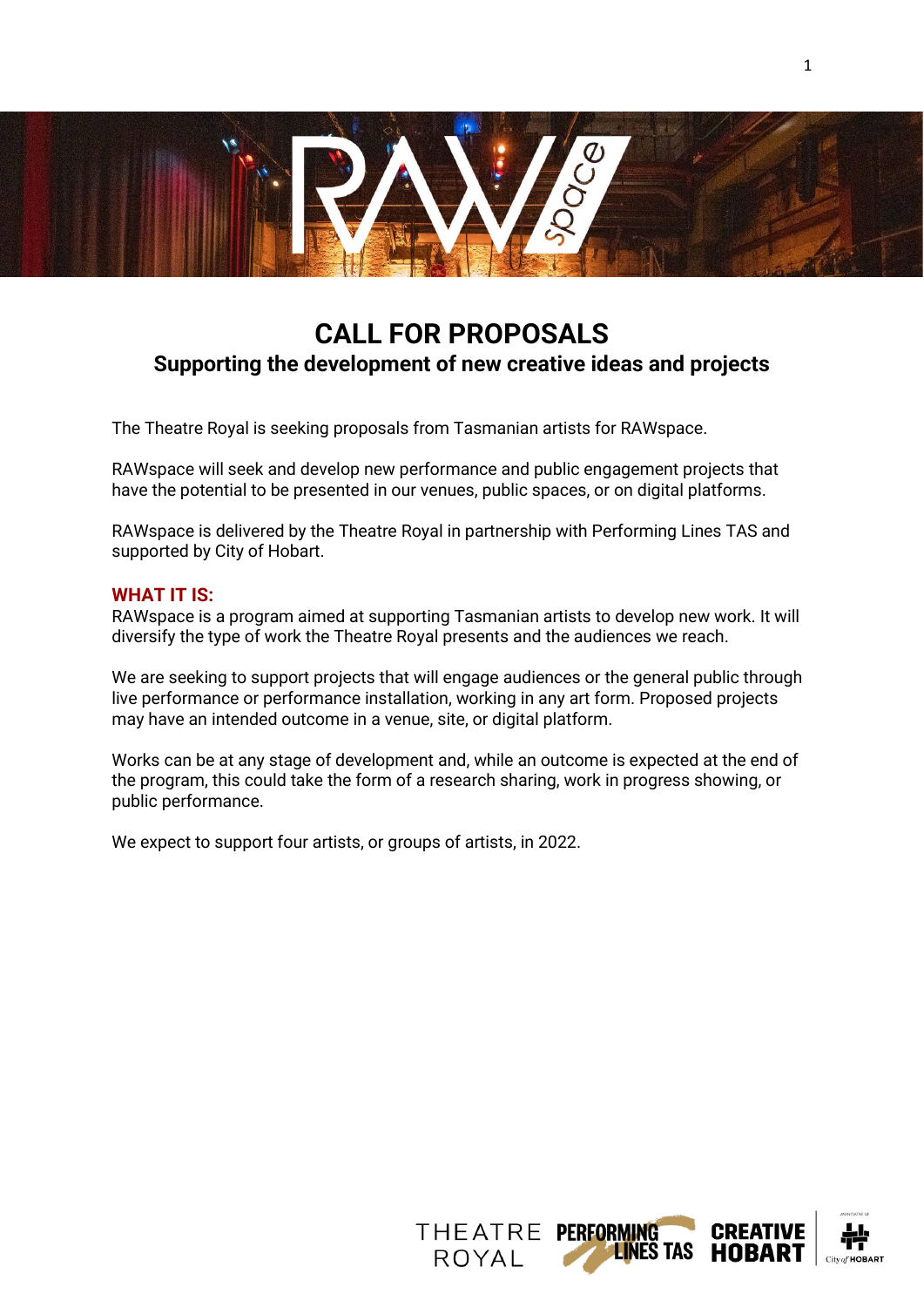# CALL FOR PROPOSALS

## Supporting the development of new creative ideas and projects

The Theatre Royal is seeking proposals from Tasmanian artists for RAWspace.

RAWspace will seek and develop new performance and public engagement projects that have the potential to be presented in our venues, public spaces, or on digital platforms.

RAWspace is delivered by the Theatre Royal in partnership with Performing Lines TAS and supported by City of Hobart.

### WHAT IT IS:

RAWspace is a program aimed at supporting Tasmanian artists to develop new work. It will diversify the type of work the Theatre Royal presents and the audiences we reach.

We are seeking to support projects that will engage audiences or the general public through live performance or performance installation, working in any art form. Proposed projects may have an intended outcome in a venue, site, or digital platform.

Works can be at any stage of development and, while an outcome is expected at the end of the program, this could take the form of a research sharing, work in progress showing, or public performance.

We expect to support four artists, or groups of artists, in 2022.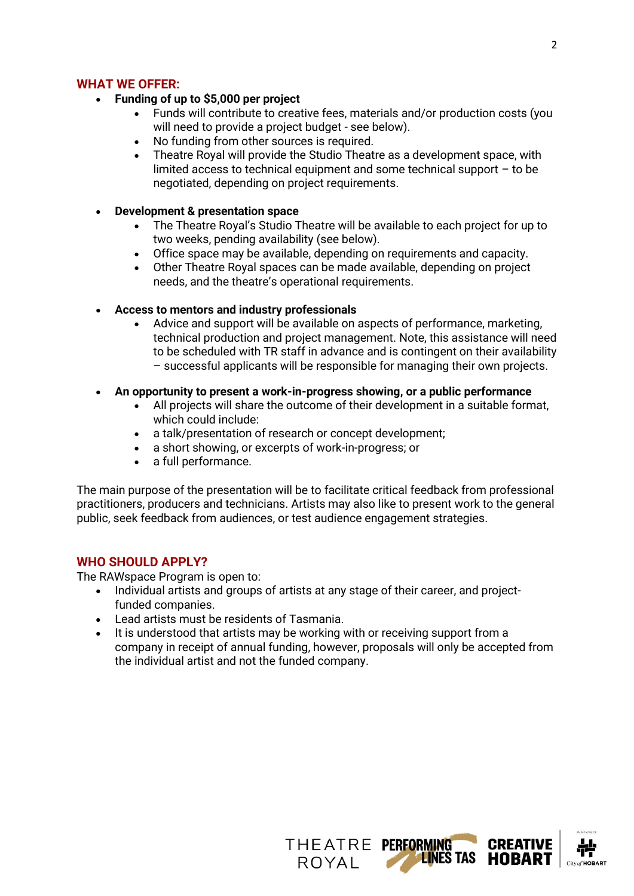## WHAT WE OFFER:

- **Funding of up to $5,000 per project**
    - Funds will contribute to creative fees, materials and/or production costs (you will need to provide a project budget - see below).
    - No funding from other sources is required.
    - Theatre Royal will provide the Studio Theatre as a development space, with limited access to technical equipment and some technical support – to be negotiated, depending on project requirements.

- **Development & presentation space**
    - The Theatre Royal's Studio Theatre will be available to each project for up to two weeks, pending availability (see below).
    - Office space may be available, depending on requirements and capacity.
    - Other Theatre Royal spaces can be made available, depending on project needs, and the theatre's operational requirements.

- **Access to mentors and industry professionals**
    - Advice and support will be available on aspects of performance, marketing, technical production and project management. Note, this assistance will need to be scheduled with TR staff in advance and is contingent on their availability – successful applicants will be responsible for managing their own projects.

- **An opportunity to present a work-in-progress showing, or a public performance**
    - All projects will share the outcome of their development in a suitable format, which could include:
    - a talk/presentation of research or concept development;
    - a short showing, or excerpts of work-in-progress; or
    - a full performance.

The main purpose of the presentation will be to facilitate critical feedback from professional practitioners, producers and technicians. Artists may also like to present work to the general public, seek feedback from audiences, or test audience engagement strategies.

## WHO SHOULD APPLY?

The RAWspace Program is open to:

- Individual artists and groups of artists at any stage of their career, and project-funded companies.
- Lead artists must be residents of Tasmania.
- It is understood that artists may be working with or receiving support from a company in receipt of annual funding, however, proposals will only be accepted from the individual artist and not the funded company.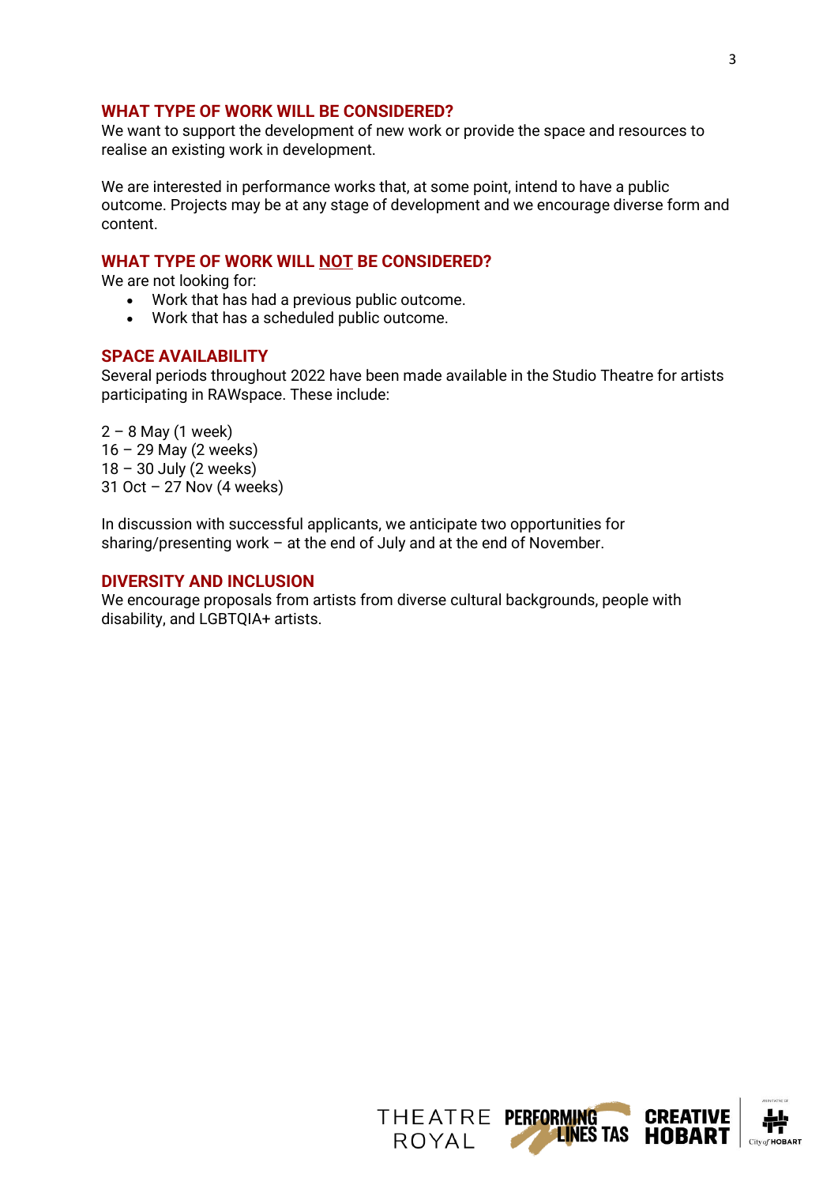## WHAT TYPE OF WORK WILL BE CONSIDERED?

We want to support the development of new work or provide the space and resources to realise an existing work in development.

We are interested in performance works that, at some point, intend to have a public outcome. Projects may be at any stage of development and we encourage diverse form and content.

## WHAT TYPE OF WORK WILL NOT BE CONSIDERED?

We are not looking for:

- Work that has had a previous public outcome.
- Work that has a scheduled public outcome.

## SPACE AVAILABILITY

Several periods throughout 2022 have been made available in the Studio Theatre for artists participating in RAWspace. These include:

2 – 8 May (1 week)
16 – 29 May (2 weeks)
18 – 30 July (2 weeks)
31 Oct – 27 Nov (4 weeks)

In discussion with successful applicants, we anticipate two opportunities for sharing/presenting work – at the end of July and at the end of November.

## DIVERSITY AND INCLUSION

We encourage proposals from artists from diverse cultural backgrounds, people with disability, and LGBTQIA+ artists.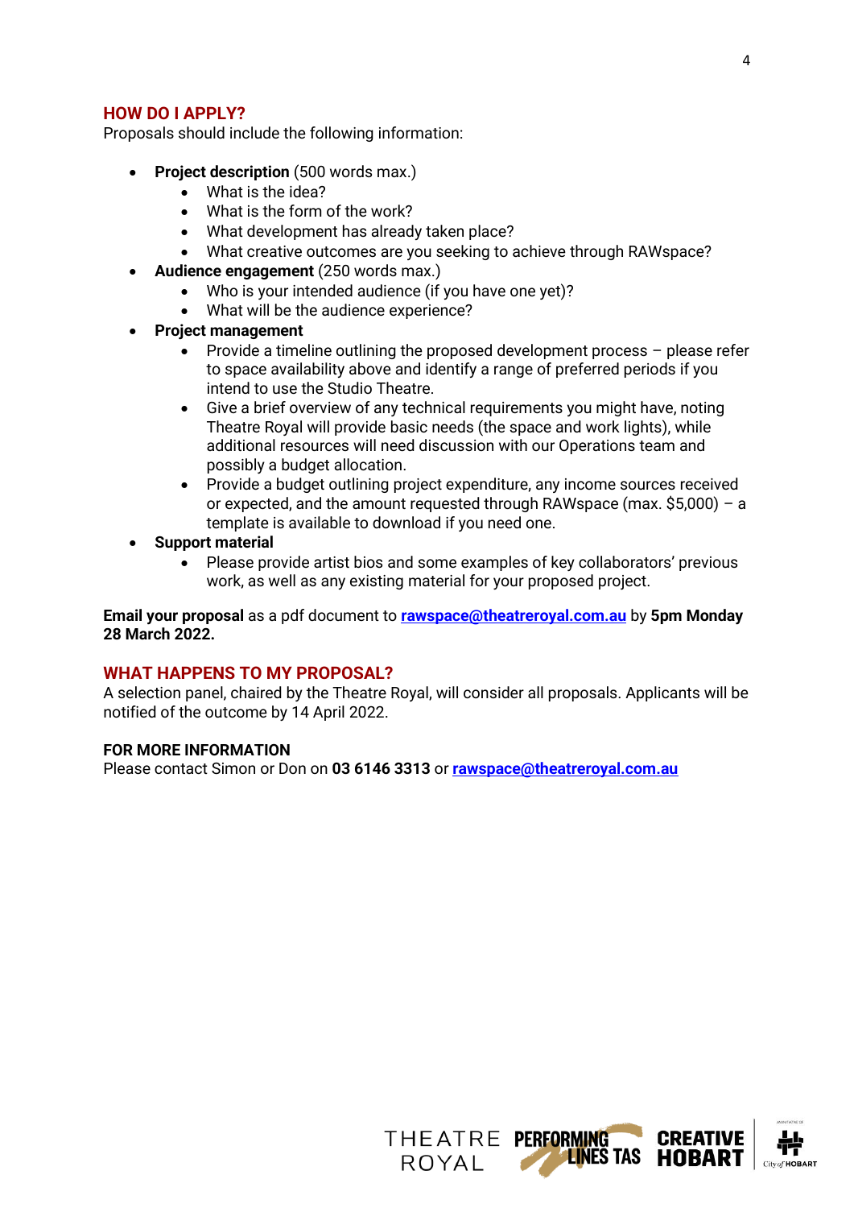## HOW DO I APPLY?

Proposals should include the following information:

- **Project description** (500 words max.)
  - What is the idea?
  - What is the form of the work?
  - What development has already taken place?
  - What creative outcomes are you seeking to achieve through RAWspace?
- **Audience engagement** (250 words max.)
  - Who is your intended audience (if you have one yet)?
  - What will be the audience experience?
- **Project management**
  - Provide a timeline outlining the proposed development process – please refer to space availability above and identify a range of preferred periods if you intend to use the Studio Theatre.
  - Give a brief overview of any technical requirements you might have, noting Theatre Royal will provide basic needs (the space and work lights), while additional resources will need discussion with our Operations team and possibly a budget allocation.
  - Provide a budget outlining project expenditure, any income sources received or expected, and the amount requested through RAWspace (max. $5,000) – a template is available to download if you need one.
- **Support material**
  - Please provide artist bios and some examples of key collaborators' previous work, as well as any existing material for your proposed project.

**Email your proposal** as a pdf document to **rawspace@theatreroyal.com.au** by **5pm Monday 28 March 2022.**

## WHAT HAPPENS TO MY PROPOSAL?

A selection panel, chaired by the Theatre Royal, will consider all proposals. Applicants will be notified of the outcome by 14 April 2022.

**FOR MORE INFORMATION**

Please contact Simon or Don on **03 6146 3313** or **rawspace@theatreroyal.com.au**

THEATRE ROYAL PERFORMING LINES TAS CREATIVE HOBART City of HOBART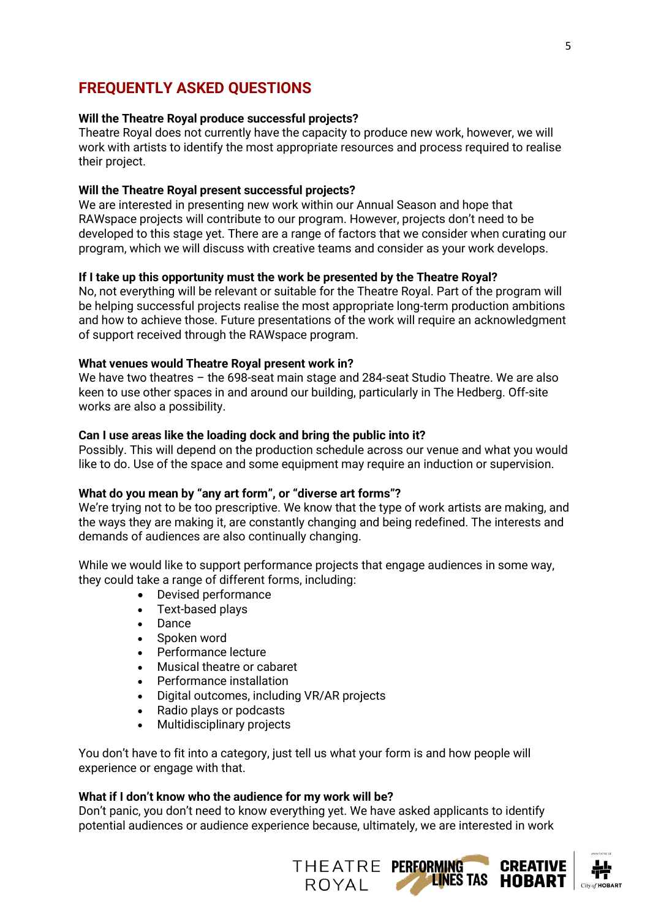## FREQUENTLY ASKED QUESTIONS

**Will the Theatre Royal produce successful projects?**
Theatre Royal does not currently have the capacity to produce new work, however, we will work with artists to identify the most appropriate resources and process required to realise their project.

**Will the Theatre Royal present successful projects?**
We are interested in presenting new work within our Annual Season and hope that RAWspace projects will contribute to our program. However, projects don't need to be developed to this stage yet. There are a range of factors that we consider when curating our program, which we will discuss with creative teams and consider as your work develops.

**If I take up this opportunity must the work be presented by the Theatre Royal?**
No, not everything will be relevant or suitable for the Theatre Royal. Part of the program will be helping successful projects realise the most appropriate long-term production ambitions and how to achieve those. Future presentations of the work will require an acknowledgment of support received through the RAWspace program.

**What venues would Theatre Royal present work in?**
We have two theatres – the 698-seat main stage and 284-seat Studio Theatre. We are also keen to use other spaces in and around our building, particularly in The Hedberg. Off-site works are also a possibility.

**Can I use areas like the loading dock and bring the public into it?**
Possibly. This will depend on the production schedule across our venue and what you would like to do. Use of the space and some equipment may require an induction or supervision.

**What do you mean by "any art form", or "diverse art forms"?**
We're trying not to be too prescriptive. We know that the type of work artists are making, and the ways they are making it, are constantly changing and being redefined. The interests and demands of audiences are also continually changing.

While we would like to support performance projects that engage audiences in some way, they could take a range of different forms, including:

- Devised performance
- Text-based plays
- Dance
- Spoken word
- Performance lecture
- Musical theatre or cabaret
- Performance installation
- Digital outcomes, including VR/AR projects
- Radio plays or podcasts
- Multidisciplinary projects

You don't have to fit into a category, just tell us what your form is and how people will experience or engage with that.

**What if I don't know who the audience for my work will be?**
Don't panic, you don't need to know everything yet. We have asked applicants to identify potential audiences or audience experience because, ultimately, we are interested in work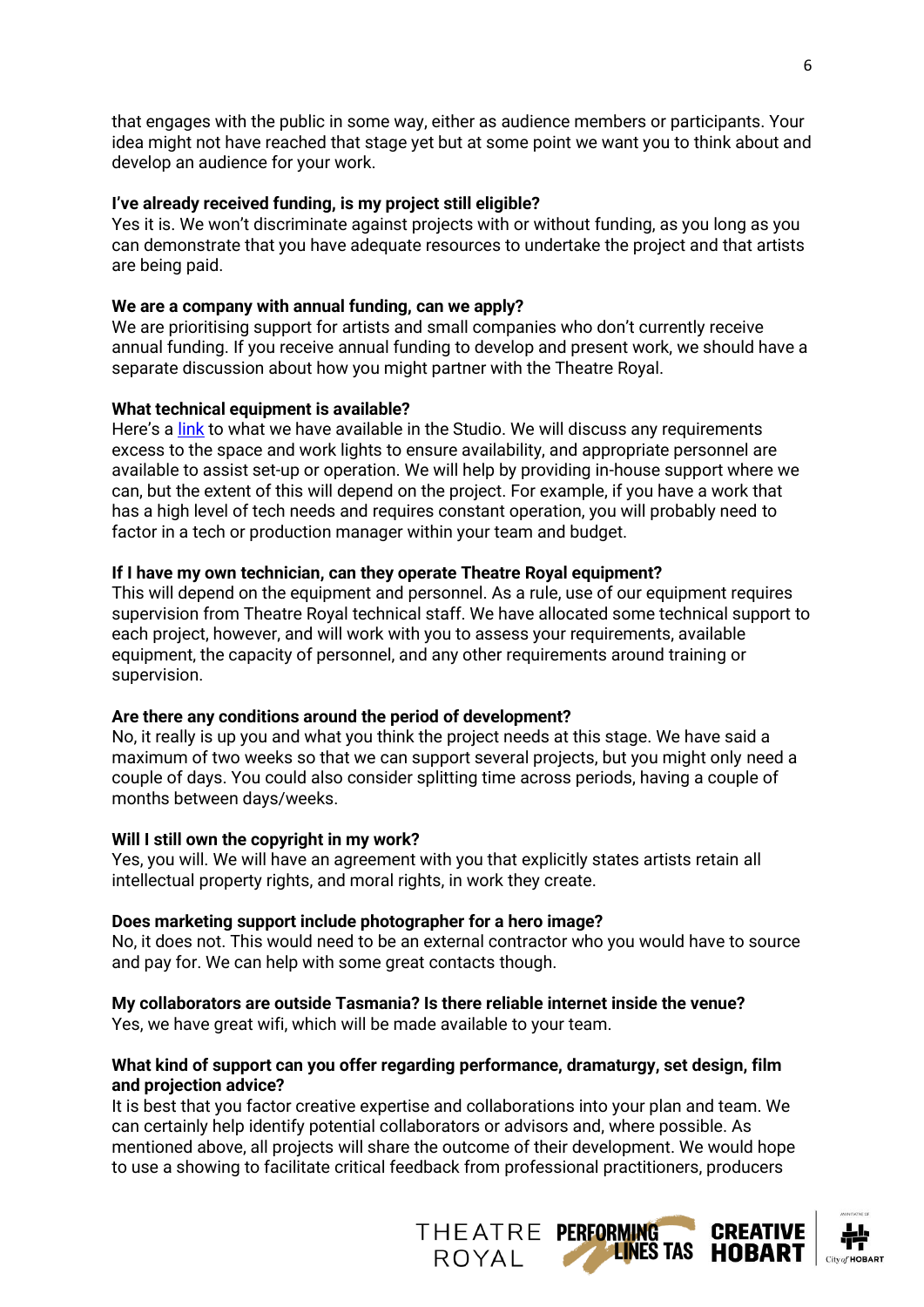that engages with the public in some way, either as audience members or participants. Your idea might not have reached that stage yet but at some point we want you to think about and develop an audience for your work.

**I've already received funding, is my project still eligible?**
Yes it is. We won't discriminate against projects with or without funding, as you long as you can demonstrate that you have adequate resources to undertake the project and that artists are being paid.

**We are a company with annual funding, can we apply?**
We are prioritising support for artists and small companies who don't currently receive annual funding. If you receive annual funding to develop and present work, we should have a separate discussion about how you might partner with the Theatre Royal.

**What technical equipment is available?**
Here's a link to what we have available in the Studio. We will discuss any requirements excess to the space and work lights to ensure availability, and appropriate personnel are available to assist set-up or operation. We will help by providing in-house support where we can, but the extent of this will depend on the project. For example, if you have a work that has a high level of tech needs and requires constant operation, you will probably need to factor in a tech or production manager within your team and budget.

**If I have my own technician, can they operate Theatre Royal equipment?**
This will depend on the equipment and personnel. As a rule, use of our equipment requires supervision from Theatre Royal technical staff. We have allocated some technical support to each project, however, and will work with you to assess your requirements, available equipment, the capacity of personnel, and any other requirements around training or supervision.

**Are there any conditions around the period of development?**
No, it really is up you and what you think the project needs at this stage. We have said a maximum of two weeks so that we can support several projects, but you might only need a couple of days. You could also consider splitting time across periods, having a couple of months between days/weeks.

**Will I still own the copyright in my work?**
Yes, you will. We will have an agreement with you that explicitly states artists retain all intellectual property rights, and moral rights, in work they create.

**Does marketing support include photographer for a hero image?**
No, it does not. This would need to be an external contractor who you would have to source and pay for. We can help with some great contacts though.

**My collaborators are outside Tasmania? Is there reliable internet inside the venue?**
Yes, we have great wifi, which will be made available to your team.

**What kind of support can you offer regarding performance, dramaturgy, set design, film and projection advice?**
It is best that you factor creative expertise and collaborations into your plan and team. We can certainly help identify potential collaborators or advisors and, where possible. As mentioned above, all projects will share the outcome of their development. We would hope to use a showing to facilitate critical feedback from professional practitioners, producers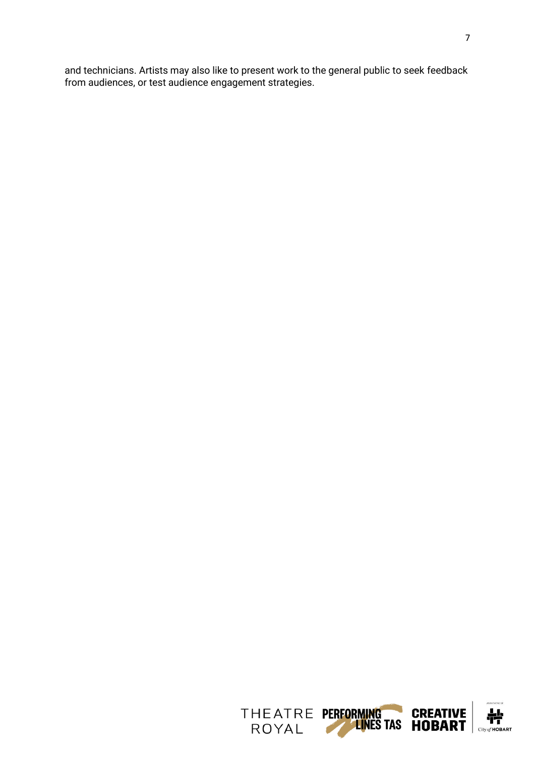and technicians. Artists may also like to present work to the general public to seek feedback from audiences, or test audience engagement strategies.